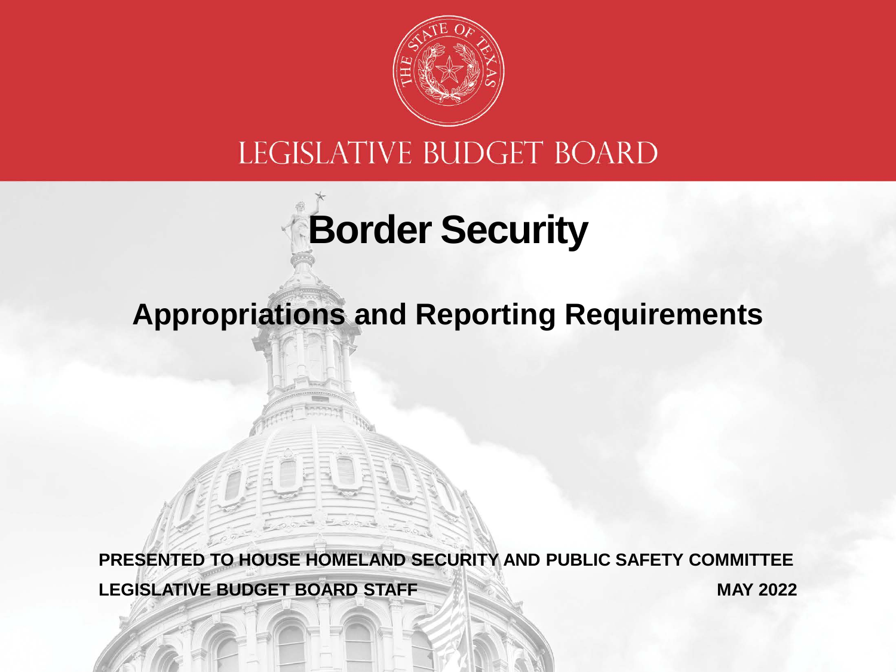LEGISLATIVE BUDGET BOARD

# Border Security

## Appropriations and Reporting Requirements

**PRESENTED TO HOUSE HOMELAND SECURITY AND PUBLIC SAFETY COMMITTEE**

**LEGISLATIVE BUDGET BOARD STAFF**

**MAY 2022**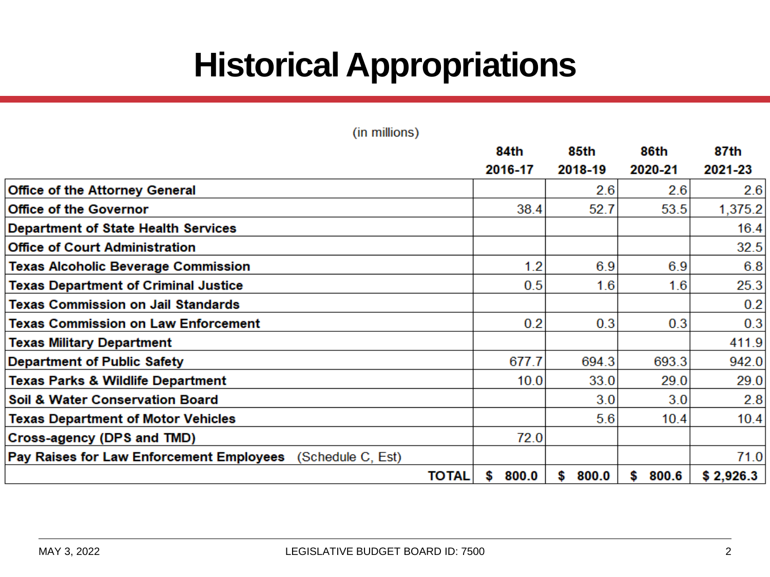# Historical Appropriations

(in millions)

| | 84th 2016-17 | 85th 2018-19 | 86th 2020-21 | 87th 2021-23 |
|---|---|---|---|---|
| **Office of the Attorney General** | | 2.6 | 2.6 | 2.6 |
| **Office of the Governor** | 38.4 | 52.7 | 53.5 | 1,375.2 |
| **Department of State Health Services** | | | | 16.4 |
| **Office of Court Administration** | | | | 32.5 |
| **Texas Alcoholic Beverage Commission** | 1.2 | 6.9 | 6.9 | 6.8 |
| **Texas Department of Criminal Justice** | 0.5 | 1.6 | 1.6 | 25.3 |
| **Texas Commission on Jail Standards** | | | | 0.2 |
| **Texas Commission on Law Enforcement** | 0.2 | 0.3 | 0.3 | 0.3 |
| **Texas Military Department** | | | | 411.9 |
| **Department of Public Safety** | 677.7 | 694.3 | 693.3 | 942.0 |
| **Texas Parks & Wildlife Department** | 10.0 | 33.0 | 29.0 | 29.0 |
| **Soil & Water Conservation Board** | | 3.0 | 3.0 | 2.8 |
| **Texas Department of Motor Vehicles** | | 5.6 | 10.4 | 10.4 |
| **Cross-agency (DPS and TMD)** | 72.0 | | | |
| **Pay Raises for Law Enforcement Employees** (Schedule C, Est) | | | | 71.0 |
| **TOTAL** | **$ 800.0** | **$ 800.0** | **$ 800.6** | **$ 2,926.3** |

MAY 3, 2022 LEGISLATIVE BUDGET BOARD ID: 7500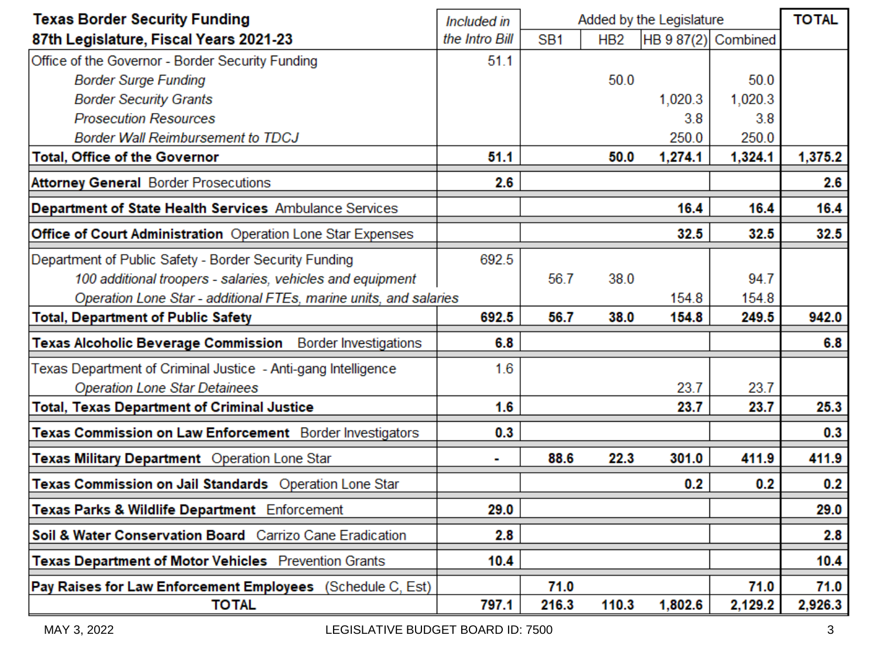| Texas Border Security Funding 87th Legislature, Fiscal Years 2021-23 | *Included in the Intro Bill* | Added by the Legislature | | | | TOTAL |
|---|---|---|---|---|---|---|
| | | SB1 | HB2 | HB 9 87(2) | Combined | |
| Office of the Governor - Border Security Funding | 51.1 | | | | | |
| *Border Surge Funding* | | | 50.0 | | 50.0 | |
| *Border Security Grants* | | | | 1,020.3 | 1,020.3 | |
| *Prosecution Resources* | | | | 3.8 | 3.8 | |
| *Border Wall Reimbursement to TDCJ* | | | | 250.0 | 250.0 | |
| **Total, Office of the Governor** | **51.1** | | **50.0** | **1,274.1** | **1,324.1** | **1,375.2** |
| **Attorney General** Border Prosecutions | **2.6** | | | | | **2.6** |
| **Department of State Health Services** Ambulance Services | | | | **16.4** | **16.4** | **16.4** |
| **Office of Court Administration** Operation Lone Star Expenses | | | | **32.5** | **32.5** | **32.5** |
| Department of Public Safety - Border Security Funding | 692.5 | | | | | |
| *100 additional troopers - salaries, vehicles and equipment* | | 56.7 | 38.0 | | 94.7 | |
| *Operation Lone Star - additional FTEs, marine units, and salaries* | | | | 154.8 | 154.8 | |
| **Total, Department of Public Safety** | **692.5** | **56.7** | **38.0** | **154.8** | **249.5** | **942.0** |
| **Texas Alcoholic Beverage Commission** Border Investigations | **6.8** | | | | | **6.8** |
| Texas Department of Criminal Justice - Anti-gang Intelligence | 1.6 | | | | | |
| *Operation Lone Star Detainees* | | | | 23.7 | 23.7 | |
| **Total, Texas Department of Criminal Justice** | **1.6** | | | **23.7** | **23.7** | **25.3** |
| **Texas Commission on Law Enforcement** Border Investigators | **0.3** | | | | | **0.3** |
| **Texas Military Department** Operation Lone Star | **-** | **88.6** | **22.3** | **301.0** | **411.9** | **411.9** |
| **Texas Commission on Jail Standards** Operation Lone Star | | | | **0.2** | **0.2** | **0.2** |
| **Texas Parks & Wildlife Department** Enforcement | **29.0** | | | | | **29.0** |
| **Soil & Water Conservation Board** Carrizo Cane Eradication | **2.8** | | | | | **2.8** |
| **Texas Department of Motor Vehicles** Prevention Grants | **10.4** | | | | | **10.4** |
| **Pay Raises for Law Enforcement Employees** (Schedule C, Est) | | **71.0** | | | **71.0** | **71.0** |
| **TOTAL** | **797.1** | **216.3** | **110.3** | **1,802.6** | **2,129.2** | **2,926.3** |

MAY 3, 2022 LEGISLATIVE BUDGET BOARD ID: 7500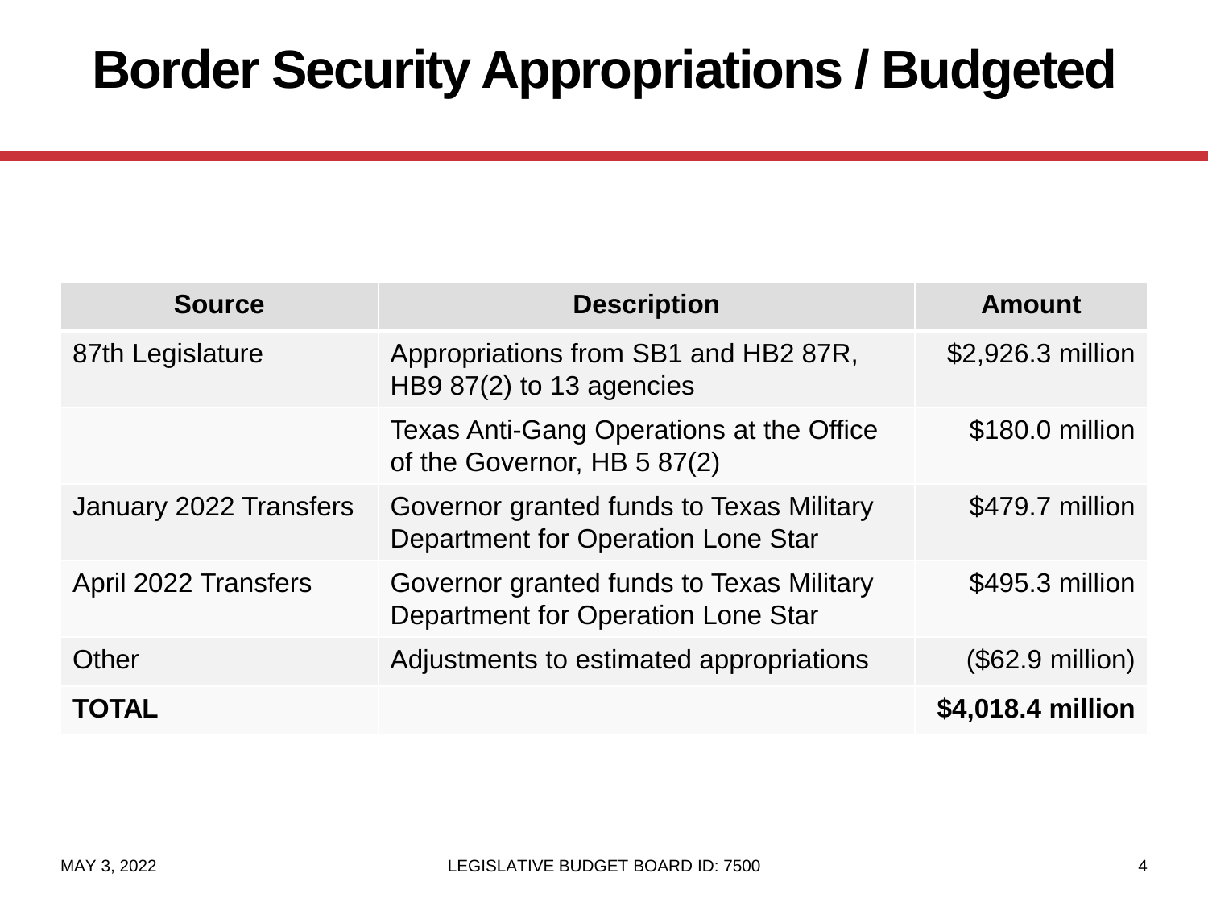# Border Security Appropriations / Budgeted

| Source | Description | Amount |
|---|---|---|
| 87th Legislature | Appropriations from SB1 and HB2 87R, HB9 87(2) to 13 agencies | $2,926.3 million |
| | Texas Anti-Gang Operations at the Office of the Governor, HB 5 87(2) | $180.0 million |
| January 2022 Transfers | Governor granted funds to Texas Military Department for Operation Lone Star | $479.7 million |
| April 2022 Transfers | Governor granted funds to Texas Military Department for Operation Lone Star | $495.3 million |
| Other | Adjustments to estimated appropriations | ($62.9 million) |
| **TOTAL** | | **$4,018.4 million** |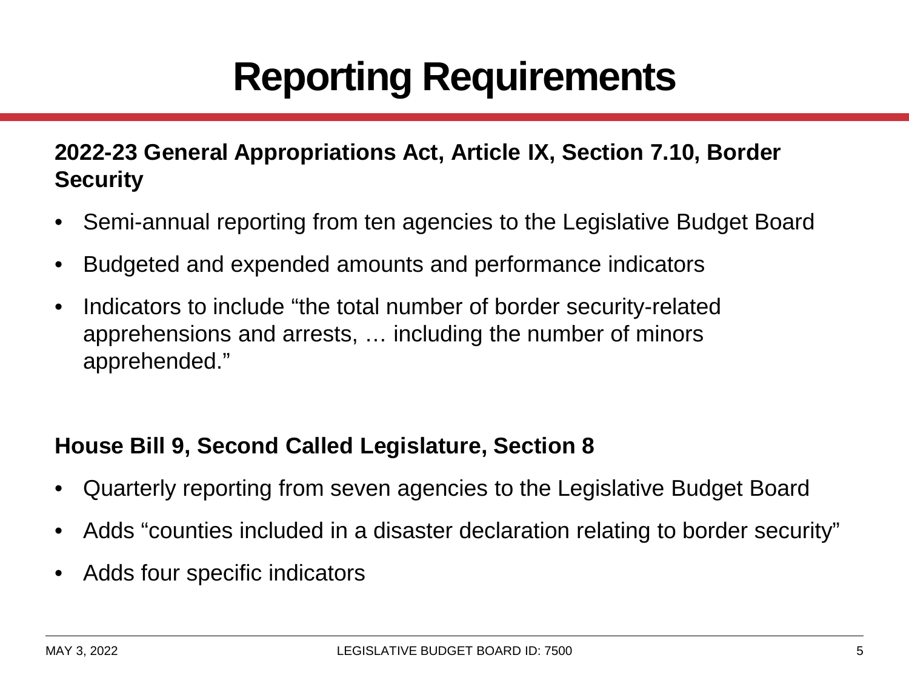# Reporting Requirements

**2022-23 General Appropriations Act, Article IX, Section 7.10, Border Security**

- Semi-annual reporting from ten agencies to the Legislative Budget Board
- Budgeted and expended amounts and performance indicators
- Indicators to include "the total number of border security-related apprehensions and arrests, … including the number of minors apprehended."

**House Bill 9, Second Called Legislature, Section 8**

- Quarterly reporting from seven agencies to the Legislative Budget Board
- Adds "counties included in a disaster declaration relating to border security"
- Adds four specific indicators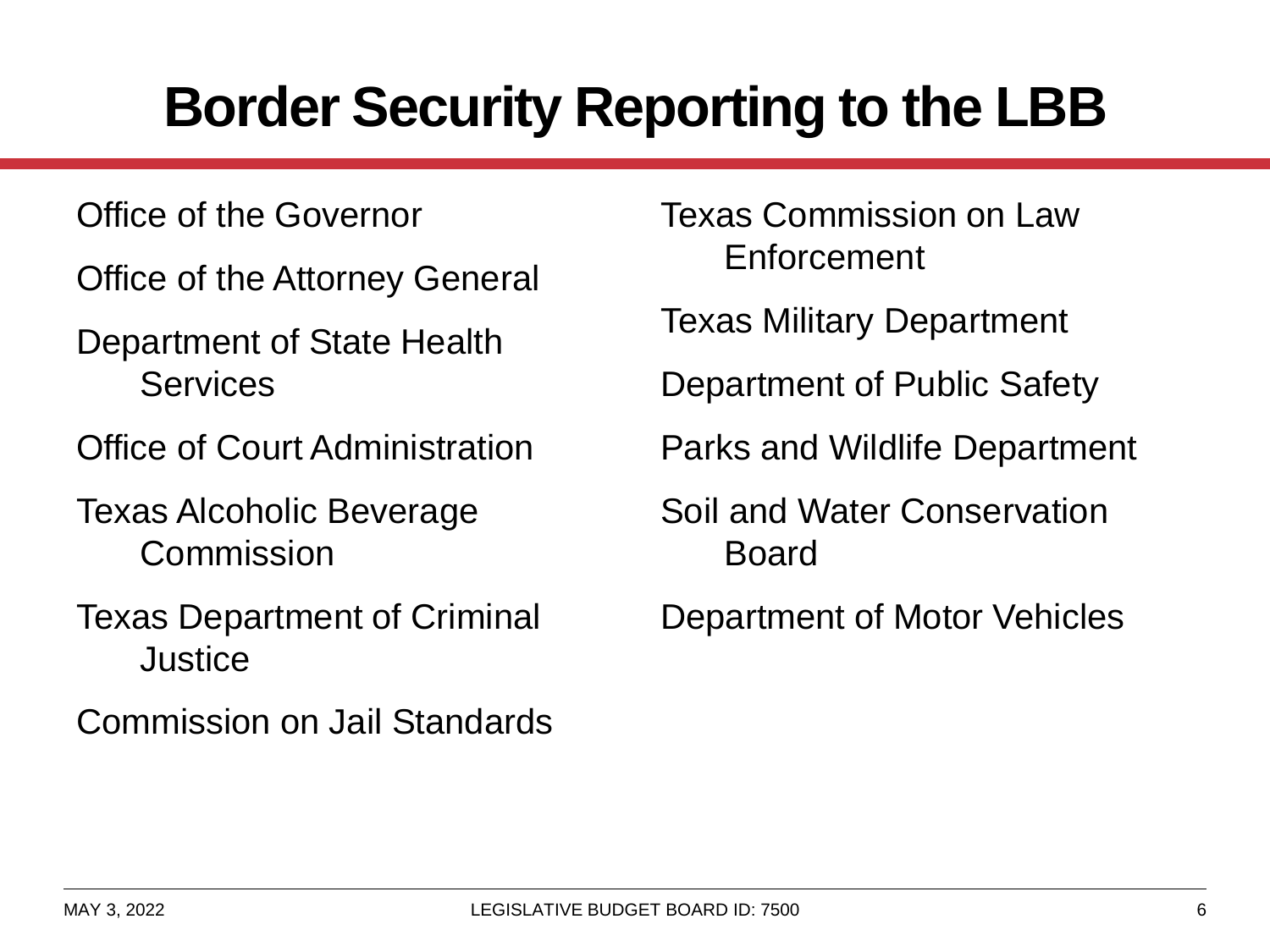# Border Security Reporting to the LBB

- Office of the Governor
- Office of the Attorney General
- Department of State Health Services
- Office of Court Administration
- Texas Alcoholic Beverage Commission
- Texas Department of Criminal Justice
- Commission on Jail Standards
- Texas Commission on Law Enforcement
- Texas Military Department
- Department of Public Safety
- Parks and Wildlife Department
- Soil and Water Conservation Board
- Department of Motor Vehicles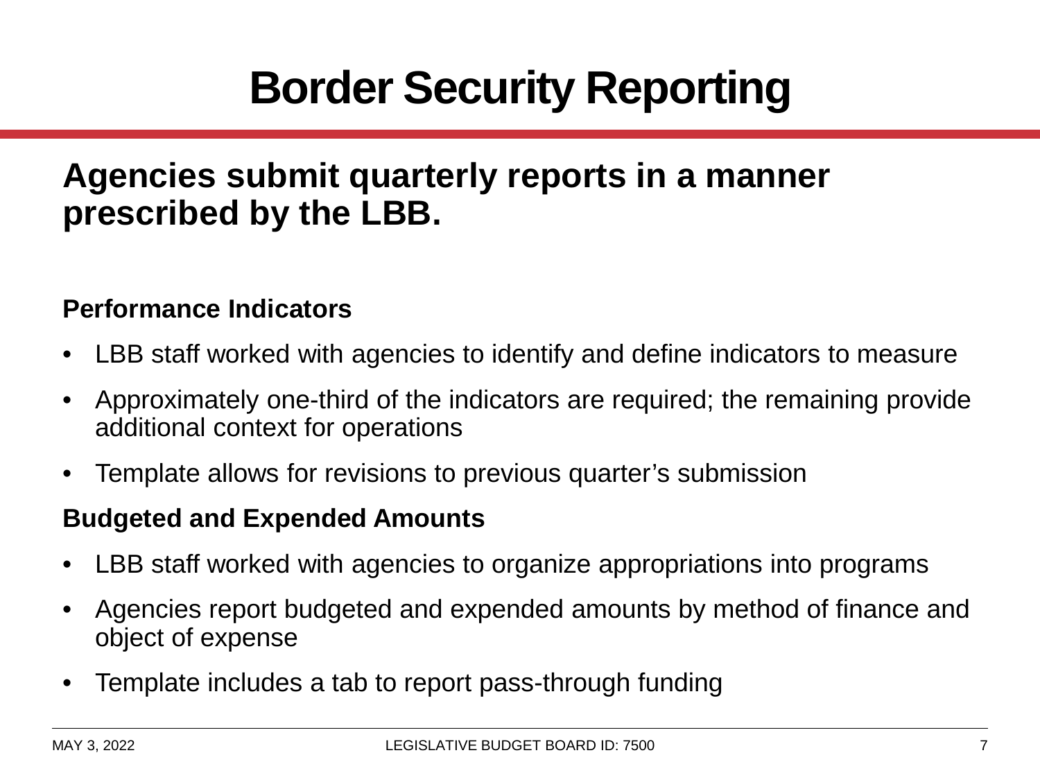# Border Security Reporting

## Agencies submit quarterly reports in a manner prescribed by the LBB.

**Performance Indicators**

- LBB staff worked with agencies to identify and define indicators to measure
- Approximately one-third of the indicators are required; the remaining provide additional context for operations
- Template allows for revisions to previous quarter's submission

**Budgeted and Expended Amounts**

- LBB staff worked with agencies to organize appropriations into programs
- Agencies report budgeted and expended amounts by method of finance and object of expense
- Template includes a tab to report pass-through funding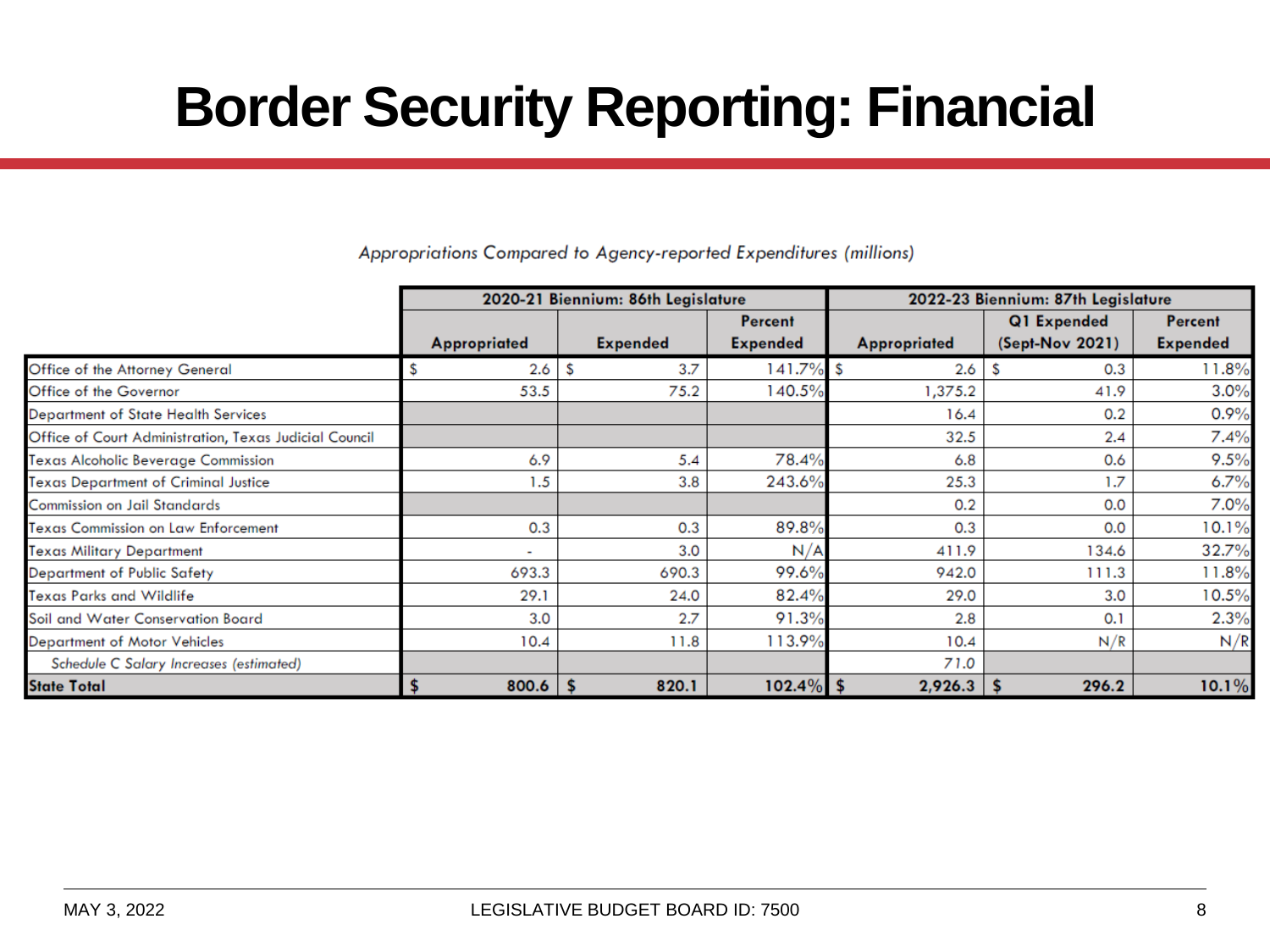# Border Security Reporting: Financial

*Appropriations Compared to Agency-reported Expenditures (millions)*

| | 2020-21 Biennium: 86th Legislature | | | 2022-23 Biennium: 87th Legislature | | |
|---|---|---|---|---|---|---|
| | Appropriated | Expended | Percent Expended | Appropriated | Q1 Expended (Sept-Nov 2021) | Percent Expended |
| Office of the Attorney General | $ 2.6 | $ 3.7 | 141.7% | $ 2.6 | $ 0.3 | 11.8% |
| Office of the Governor | 53.5 | 75.2 | 140.5% | 1,375.2 | 41.9 | 3.0% |
| Department of State Health Services | | | | 16.4 | 0.2 | 0.9% |
| Office of Court Administration, Texas Judicial Council | | | | 32.5 | 2.4 | 7.4% |
| Texas Alcoholic Beverage Commission | 6.9 | 5.4 | 78.4% | 6.8 | 0.6 | 9.5% |
| Texas Department of Criminal Justice | 1.5 | 3.8 | 243.6% | 25.3 | 1.7 | 6.7% |
| Commission on Jail Standards | | | | 0.2 | 0.0 | 7.0% |
| Texas Commission on Law Enforcement | 0.3 | 0.3 | 89.8% | 0.3 | 0.0 | 10.1% |
| Texas Military Department | - | 3.0 | N/A | 411.9 | 134.6 | 32.7% |
| Department of Public Safety | 693.3 | 690.3 | 99.6% | 942.0 | 111.3 | 11.8% |
| Texas Parks and Wildlife | 29.1 | 24.0 | 82.4% | 29.0 | 3.0 | 10.5% |
| Soil and Water Conservation Board | 3.0 | 2.7 | 91.3% | 2.8 | 0.1 | 2.3% |
| Department of Motor Vehicles | 10.4 | 11.8 | 113.9% | 10.4 | N/R | N/R |
| *Schedule C Salary Increases (estimated)* | | | | 71.0 | | |
| **State Total** | **$ 800.6** | **$ 820.1** | **102.4%** | **$ 2,926.3** | **$ 296.2** | **10.1%** |

MAY 3, 2022 LEGISLATIVE BUDGET BOARD ID: 7500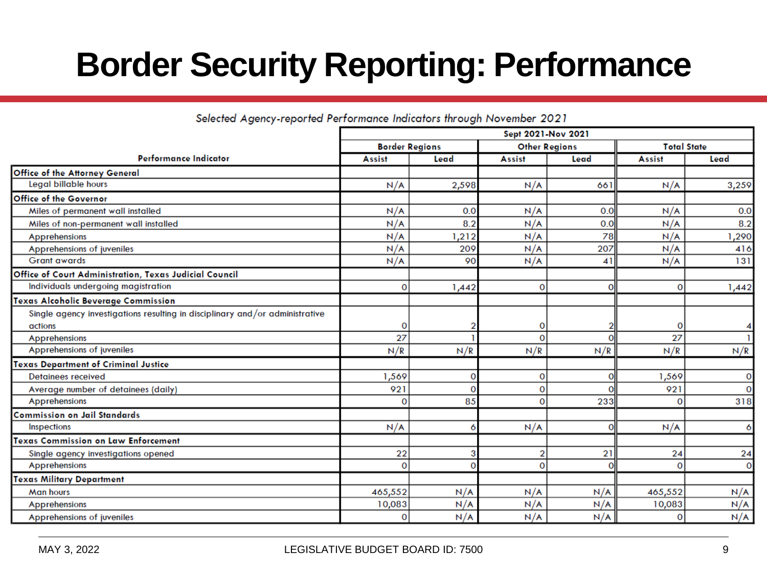# Border Security Reporting: Performance

*Selected Agency-reported Performance Indicators through November 2021*

| Performance Indicator | Sept 2021-Nov 2021 | | | | | |
|---|---|---|---|---|---|---|
| | Border Regions | | Other Regions | | Total State | |
| | Assist | Lead | Assist | Lead | Assist | Lead |
| **Office of the Attorney General** | | | | | | |
| Legal billable hours | N/A | 2,598 | N/A | 661 | N/A | 3,259 |
| **Office of the Governor** | | | | | | |
| Miles of permanent wall installed | N/A | 0.0 | N/A | 0.0 | N/A | 0.0 |
| Miles of non-permanent wall installed | N/A | 8.2 | N/A | 0.0 | N/A | 8.2 |
| Apprehensions | N/A | 1,212 | N/A | 78 | N/A | 1,290 |
| Apprehensions of juveniles | N/A | 209 | N/A | 207 | N/A | 416 |
| Grant awards | N/A | 90 | N/A | 41 | N/A | 131 |
| **Office of Court Administration, Texas Judicial Council** | | | | | | |
| Individuals undergoing magistration | 0 | 1,442 | 0 | 0 | 0 | 1,442 |
| **Texas Alcoholic Beverage Commission** | | | | | | |
| Single agency investigations resulting in disciplinary and/or administrative actions | 0 | 2 | 0 | 2 | 0 | 4 |
| Apprehensions | 27 | 1 | 0 | 0 | 27 | 1 |
| Apprehensions of juveniles | N/R | N/R | N/R | N/R | N/R | N/R |
| **Texas Department of Criminal Justice** | | | | | | |
| Detainees received | 1,569 | 0 | 0 | 0 | 1,569 | 0 |
| Average number of detainees (daily) | 921 | 0 | 0 | 0 | 921 | 0 |
| Apprehensions | 0 | 85 | 0 | 233 | 0 | 318 |
| **Commission on Jail Standards** | | | | | | |
| Inspections | N/A | 6 | N/A | 0 | N/A | 6 |
| **Texas Commission on Law Enforcement** | | | | | | |
| Single agency investigations opened | 22 | 3 | 2 | 21 | 24 | 24 |
| Apprehensions | 0 | 0 | 0 | 0 | 0 | 0 |
| **Texas Military Department** | | | | | | |
| Man hours | 465,552 | N/A | N/A | N/A | 465,552 | N/A |
| Apprehensions | 10,083 | N/A | N/A | N/A | 10,083 | N/A |
| Apprehensions of juveniles | 0 | N/A | N/A | N/A | 0 | N/A |

MAY 3, 2022 LEGISLATIVE BUDGET BOARD ID: 7500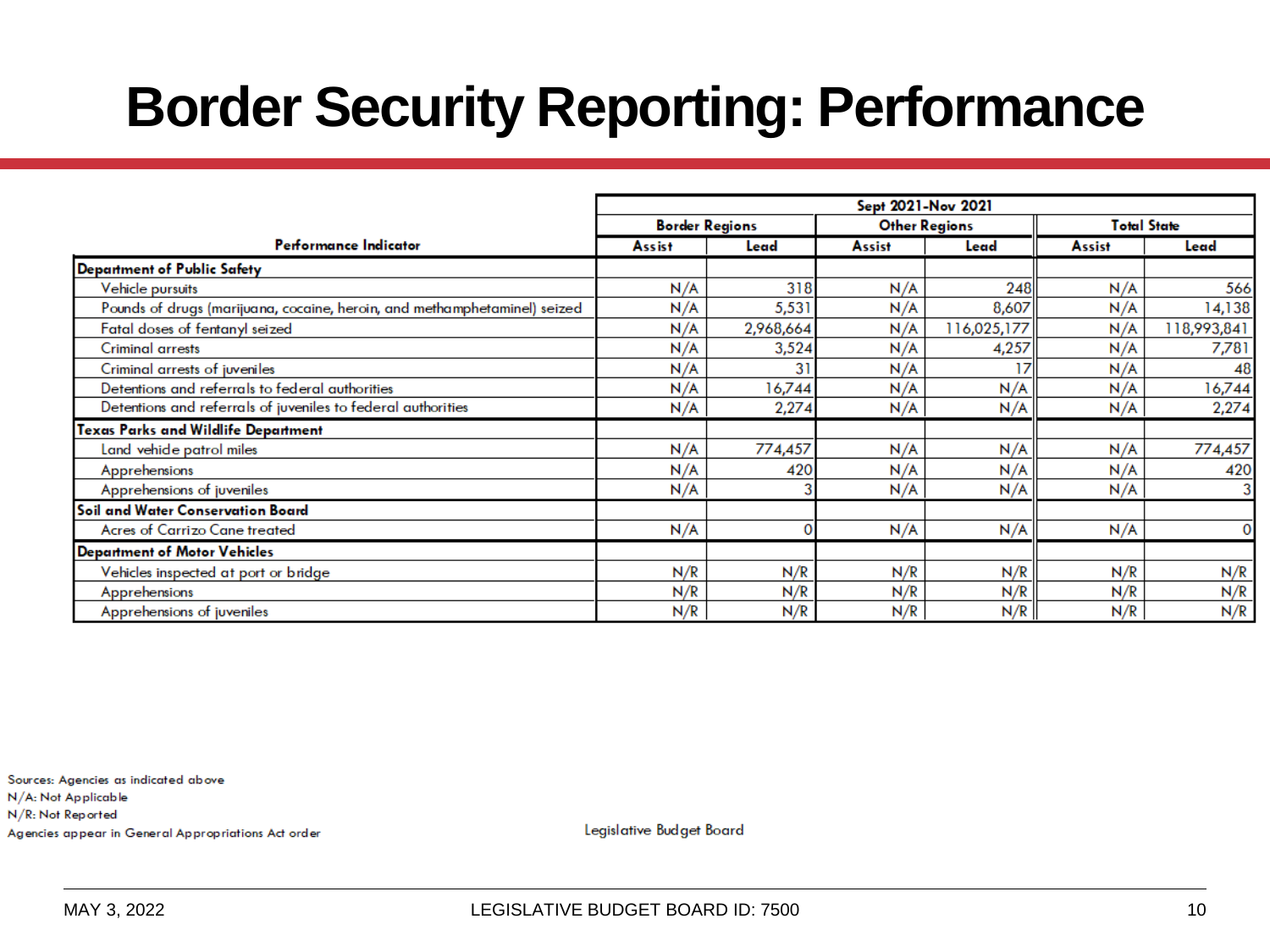# Border Security Reporting: Performance

| Performance Indicator | Sept 2021-Nov 2021 | | | | | |
|---|---|---|---|---|---|---|
| | Border Regions | | Other Regions | | Total State | |
| | Assist | Lead | Assist | Lead | Assist | Lead |
| **Department of Public Safety** | | | | | | |
| Vehicle pursuits | N/A | 318 | N/A | 248 | N/A | 566 |
| Pounds of drugs (marijuana, cocaine, heroin, and methamphetaminel) seized | N/A | 5,531 | N/A | 8,607 | N/A | 14,138 |
| Fatal doses of fentanyl seized | N/A | 2,968,664 | N/A | 116,025,177 | N/A | 118,993,841 |
| Criminal arrests | N/A | 3,524 | N/A | 4,257 | N/A | 7,781 |
| Criminal arrests of juveniles | N/A | 31 | N/A | 17 | N/A | 48 |
| Detentions and referrals to federal authorities | N/A | 16,744 | N/A | N/A | N/A | 16,744 |
| Detentions and referrals of juveniles to federal authorities | N/A | 2,274 | N/A | N/A | N/A | 2,274 |
| **Texas Parks and Wildlife Department** | | | | | | |
| Land vehicle patrol miles | N/A | 774,457 | N/A | N/A | N/A | 774,457 |
| Apprehensions | N/A | 420 | N/A | N/A | N/A | 420 |
| Apprehensions of juveniles | N/A | 3 | N/A | N/A | N/A | 3 |
| **Soil and Water Conservation Board** | | | | | | |
| Acres of Carrizo Cane treated | N/A | 0 | N/A | N/A | N/A | 0 |
| **Department of Motor Vehicles** | | | | | | |
| Vehicles inspected at port or bridge | N/R | N/R | N/R | N/R | N/R | N/R |
| Apprehensions | N/R | N/R | N/R | N/R | N/R | N/R |
| Apprehensions of juveniles | N/R | N/R | N/R | N/R | N/R | N/R |

Sources: Agencies as indicated above
N/A: Not Applicable
N/R: Not Reported
Agencies appear in General Appropriations Act order

Legislative Budget Board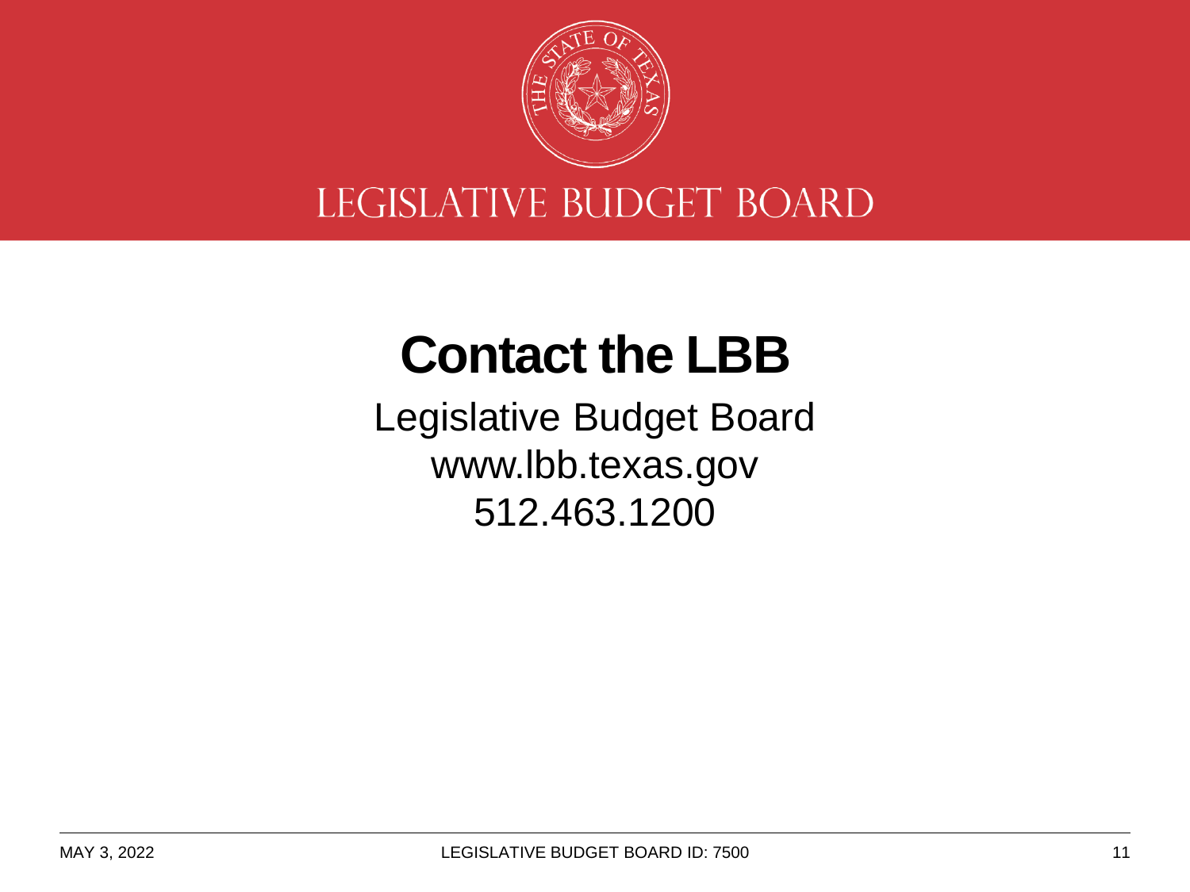LEGISLATIVE BUDGET BOARD

# Contact the LBB

Legislative Budget Board
www.lbb.texas.gov
512.463.1200